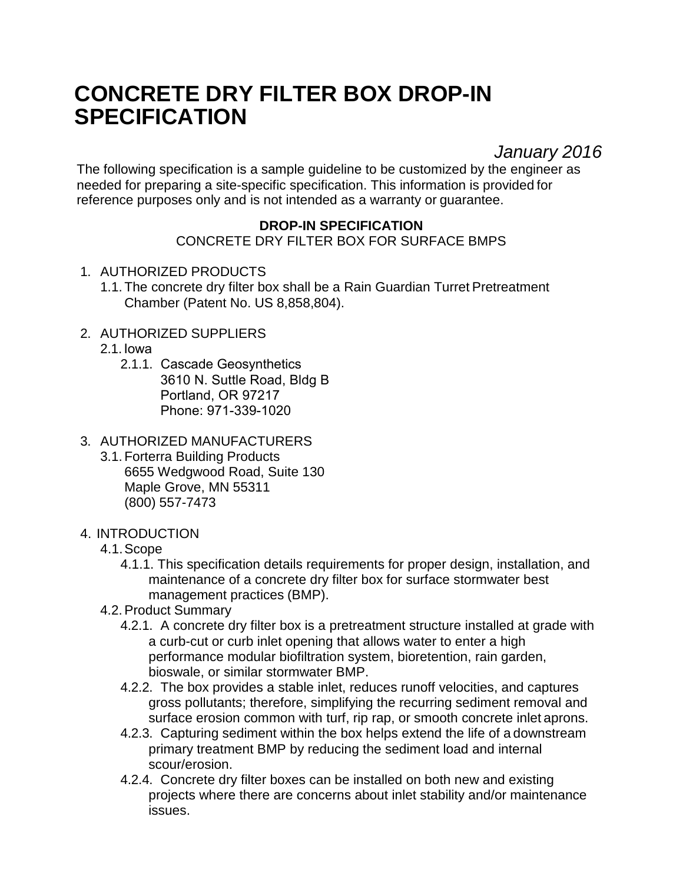# CONCRETE DRY FILTER BOX DROP-IN SPECIFICATION

*January 2016*

The following specification is a sample guideline to be customized by the engineer as needed for preparing a site-specific specification. This information is provided for reference purposes only and is not intended as a warranty or guarantee.

**DROP-IN SPECIFICATION**

CONCRETE DRY FILTER BOX FOR SURFACE BMPS

1. AUTHORIZED PRODUCTS
   - 1.1. The concrete dry filter box shall be a Rain Guardian Turret Pretreatment Chamber (Patent No. US 8,858,804).
2. AUTHORIZED SUPPLIERS
   - 2.1. Iowa
     - 2.1.1. Cascade Geosynthetics
       3610 N. Suttle Road, Bldg B
       Portland, OR 97217
       Phone: 971-339-1020
3. AUTHORIZED MANUFACTURERS
   - 3.1. Forterra Building Products
     6655 Wedgwood Road, Suite 130
     Maple Grove, MN 55311
     (800) 557-7473
4. INTRODUCTION
   - 4.1. Scope
     - 4.1.1. This specification details requirements for proper design, installation, and maintenance of a concrete dry filter box for surface stormwater best management practices (BMP).
   - 4.2. Product Summary
     - 4.2.1. A concrete dry filter box is a pretreatment structure installed at grade with a curb-cut or curb inlet opening that allows water to enter a high performance modular biofiltration system, bioretention, rain garden, bioswale, or similar stormwater BMP.
     - 4.2.2. The box provides a stable inlet, reduces runoff velocities, and captures gross pollutants; therefore, simplifying the recurring sediment removal and surface erosion common with turf, rip rap, or smooth concrete inlet aprons.
     - 4.2.3. Capturing sediment within the box helps extend the life of a downstream primary treatment BMP by reducing the sediment load and internal scour/erosion.
     - 4.2.4. Concrete dry filter boxes can be installed on both new and existing projects where there are concerns about inlet stability and/or maintenance issues.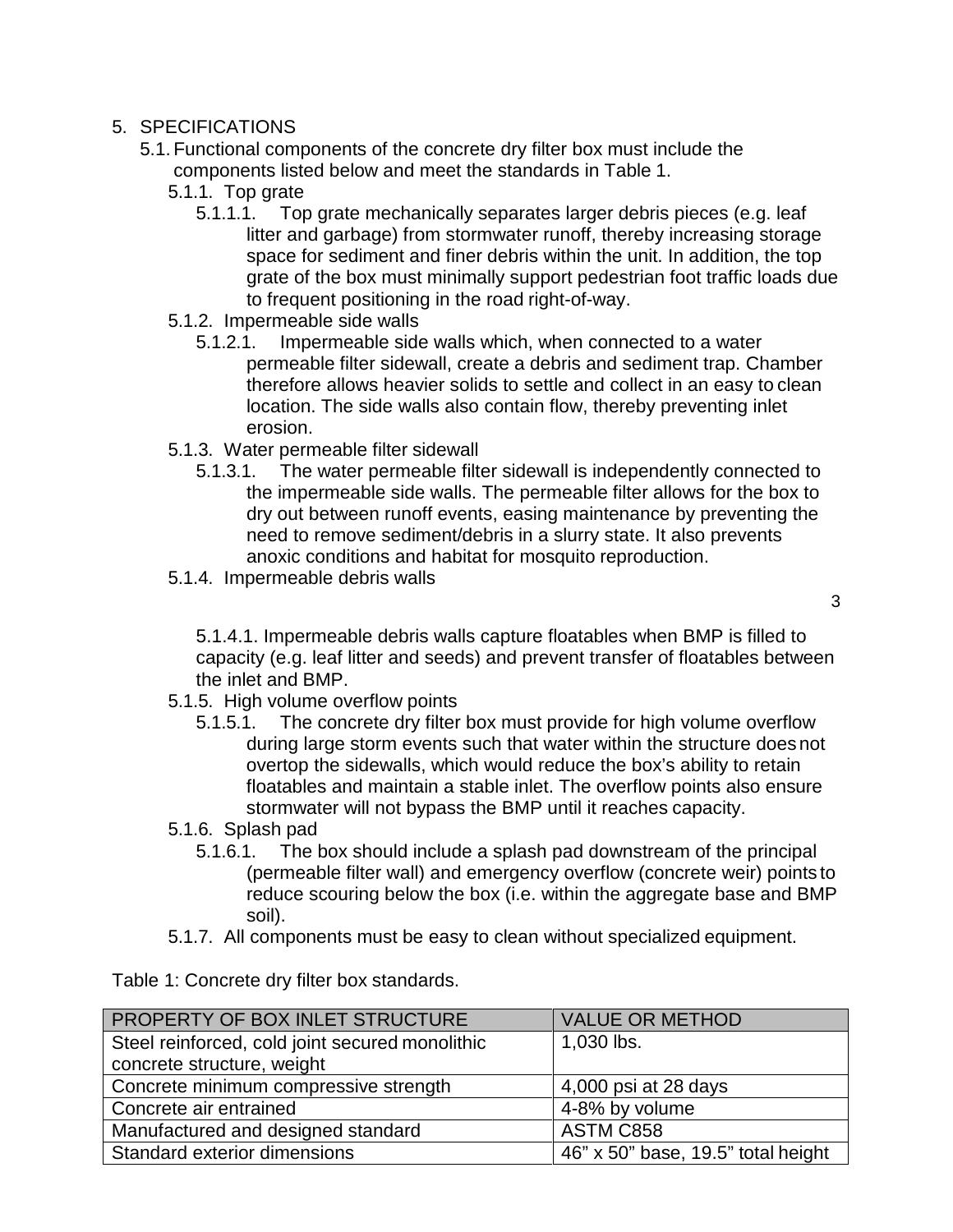5. SPECIFICATIONS
   - 5.1. Functional components of the concrete dry filter box must include the components listed below and meet the standards in Table 1.
     - 5.1.1. Top grate
       - 5.1.1.1. Top grate mechanically separates larger debris pieces (e.g. leaf litter and garbage) from stormwater runoff, thereby increasing storage space for sediment and finer debris within the unit. In addition, the top grate of the box must minimally support pedestrian foot traffic loads due to frequent positioning in the road right-of-way.
     - 5.1.2. Impermeable side walls
       - 5.1.2.1. Impermeable side walls which, when connected to a water permeable filter sidewall, create a debris and sediment trap. Chamber therefore allows heavier solids to settle and collect in an easy to clean location. The side walls also contain flow, thereby preventing inlet erosion.
     - 5.1.3. Water permeable filter sidewall
       - 5.1.3.1. The water permeable filter sidewall is independently connected to the impermeable side walls. The permeable filter allows for the box to dry out between runoff events, easing maintenance by preventing the need to remove sediment/debris in a slurry state. It also prevents anoxic conditions and habitat for mosquito reproduction.
     - 5.1.4. Impermeable debris walls
       - 5.1.4.1. Impermeable debris walls capture floatables when BMP is filled to capacity (e.g. leaf litter and seeds) and prevent transfer of floatables between the inlet and BMP.
     - 5.1.5. High volume overflow points
       - 5.1.5.1. The concrete dry filter box must provide for high volume overflow during large storm events such that water within the structure does not overtop the sidewalls, which would reduce the box's ability to retain floatables and maintain a stable inlet. The overflow points also ensure stormwater will not bypass the BMP until it reaches capacity.
     - 5.1.6. Splash pad
       - 5.1.6.1. The box should include a splash pad downstream of the principal (permeable filter wall) and emergency overflow (concrete weir) points to reduce scouring below the box (i.e. within the aggregate base and BMP soil).
     - 5.1.7. All components must be easy to clean without specialized equipment.

Table 1: Concrete dry filter box standards.

| PROPERTY OF BOX INLET STRUCTURE | VALUE OR METHOD |
| --- | --- |
| Steel reinforced, cold joint secured monolithic concrete structure, weight | 1,030 lbs. |
| Concrete minimum compressive strength | 4,000 psi at 28 days |
| Concrete air entrained | 4-8% by volume |
| Manufactured and designed standard | ASTM C858 |
| Standard exterior dimensions | 46" x 50" base, 19.5" total height |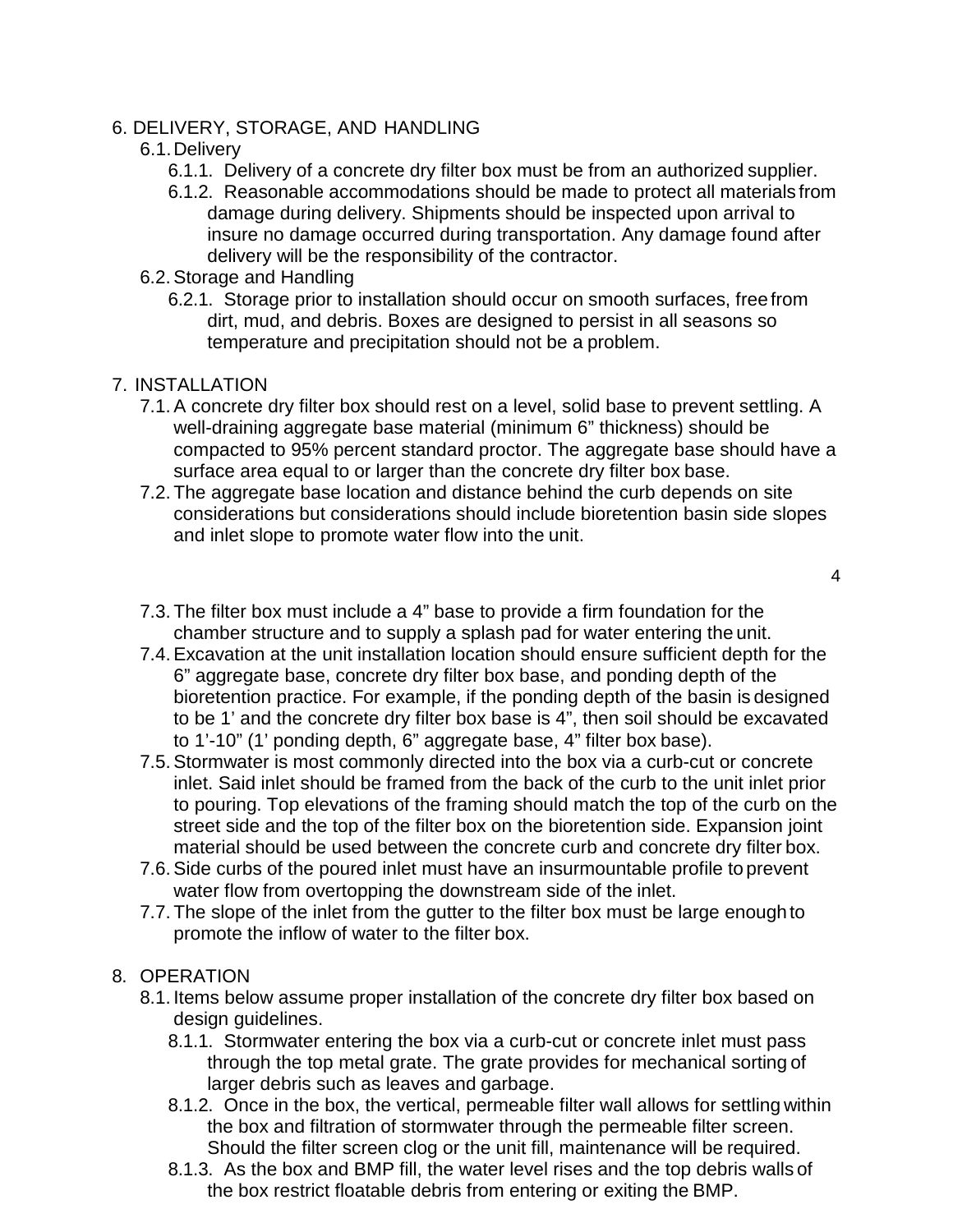## 6. DELIVERY, STORAGE, AND HANDLING

### 6.1. Delivery

6.1.1. Delivery of a concrete dry filter box must be from an authorized supplier.

6.1.2. Reasonable accommodations should be made to protect all materials from damage during delivery. Shipments should be inspected upon arrival to insure no damage occurred during transportation. Any damage found after delivery will be the responsibility of the contractor.

### 6.2. Storage and Handling

6.2.1. Storage prior to installation should occur on smooth surfaces, free from dirt, mud, and debris. Boxes are designed to persist in all seasons so temperature and precipitation should not be a problem.

## 7. INSTALLATION

7.1. A concrete dry filter box should rest on a level, solid base to prevent settling. A well-draining aggregate base material (minimum 6" thickness) should be compacted to 95% percent standard proctor. The aggregate base should have a surface area equal to or larger than the concrete dry filter box base.

7.2. The aggregate base location and distance behind the curb depends on site considerations but considerations should include bioretention basin side slopes and inlet slope to promote water flow into the unit.

7.3. The filter box must include a 4" base to provide a firm foundation for the chamber structure and to supply a splash pad for water entering the unit.

7.4. Excavation at the unit installation location should ensure sufficient depth for the 6" aggregate base, concrete dry filter box base, and ponding depth of the bioretention practice. For example, if the ponding depth of the basin is designed to be 1' and the concrete dry filter box base is 4", then soil should be excavated to 1'-10" (1' ponding depth, 6" aggregate base, 4" filter box base).

7.5. Stormwater is most commonly directed into the box via a curb-cut or concrete inlet. Said inlet should be framed from the back of the curb to the unit inlet prior to pouring. Top elevations of the framing should match the top of the curb on the street side and the top of the filter box on the bioretention side. Expansion joint material should be used between the concrete curb and concrete dry filter box.

7.6. Side curbs of the poured inlet must have an insurmountable profile to prevent water flow from overtopping the downstream side of the inlet.

7.7. The slope of the inlet from the gutter to the filter box must be large enough to promote the inflow of water to the filter box.

## 8. OPERATION

8.1. Items below assume proper installation of the concrete dry filter box based on design guidelines.

8.1.1. Stormwater entering the box via a curb-cut or concrete inlet must pass through the top metal grate. The grate provides for mechanical sorting of larger debris such as leaves and garbage.

8.1.2. Once in the box, the vertical, permeable filter wall allows for settling within the box and filtration of stormwater through the permeable filter screen. Should the filter screen clog or the unit fill, maintenance will be required.

8.1.3. As the box and BMP fill, the water level rises and the top debris walls of the box restrict floatable debris from entering or exiting the BMP.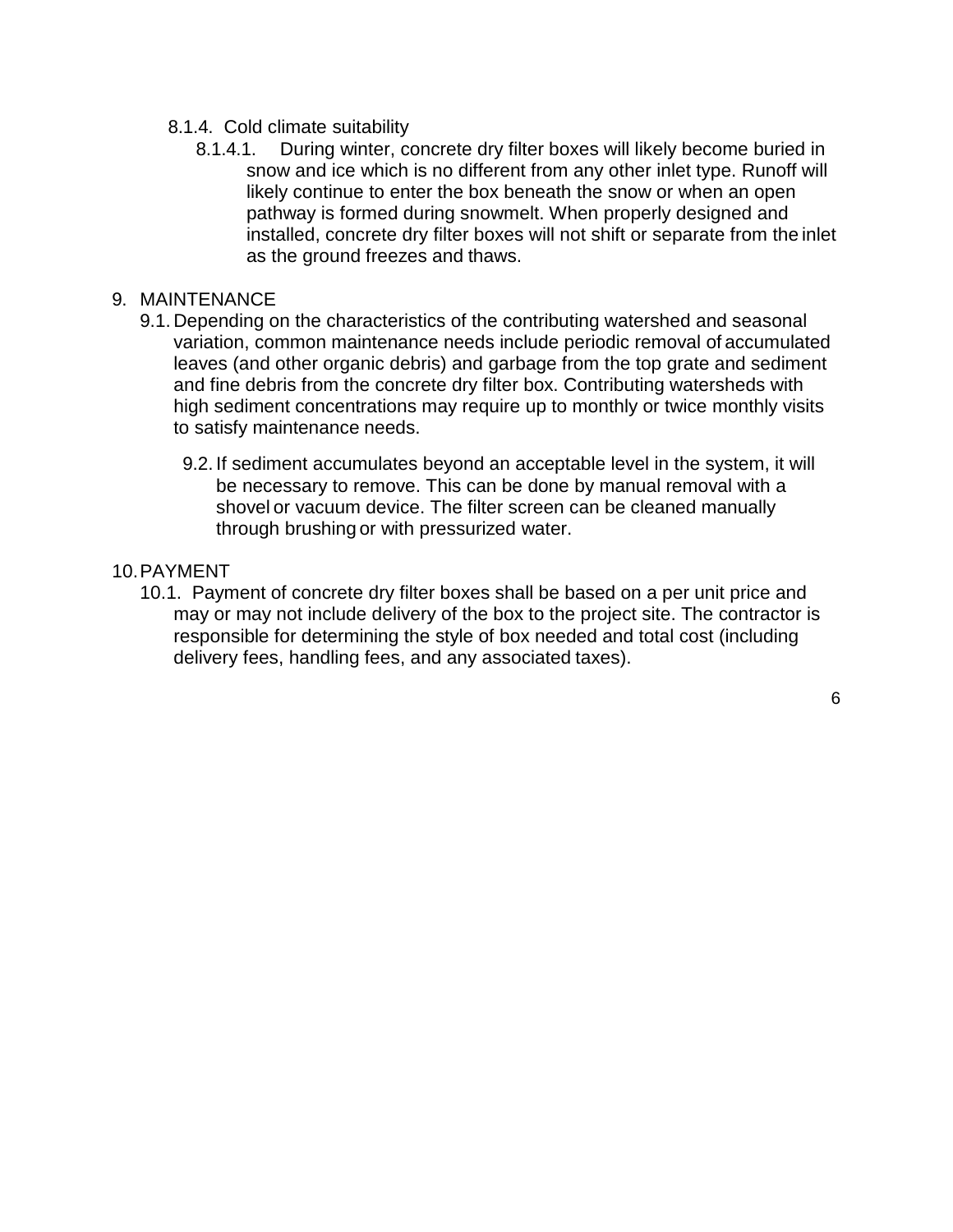8.1.4. Cold climate suitability

8.1.4.1. During winter, concrete dry filter boxes will likely become buried in snow and ice which is no different from any other inlet type. Runoff will likely continue to enter the box beneath the snow or when an open pathway is formed during snowmelt. When properly designed and installed, concrete dry filter boxes will not shift or separate from the inlet as the ground freezes and thaws.

9. MAINTENANCE

9.1. Depending on the characteristics of the contributing watershed and seasonal variation, common maintenance needs include periodic removal of accumulated leaves (and other organic debris) and garbage from the top grate and sediment and fine debris from the concrete dry filter box. Contributing watersheds with high sediment concentrations may require up to monthly or twice monthly visits to satisfy maintenance needs.

9.2. If sediment accumulates beyond an acceptable level in the system, it will be necessary to remove. This can be done by manual removal with a shovel or vacuum device. The filter screen can be cleaned manually through brushing or with pressurized water.

10. PAYMENT

10.1. Payment of concrete dry filter boxes shall be based on a per unit price and may or may not include delivery of the box to the project site. The contractor is responsible for determining the style of box needed and total cost (including delivery fees, handling fees, and any associated taxes).